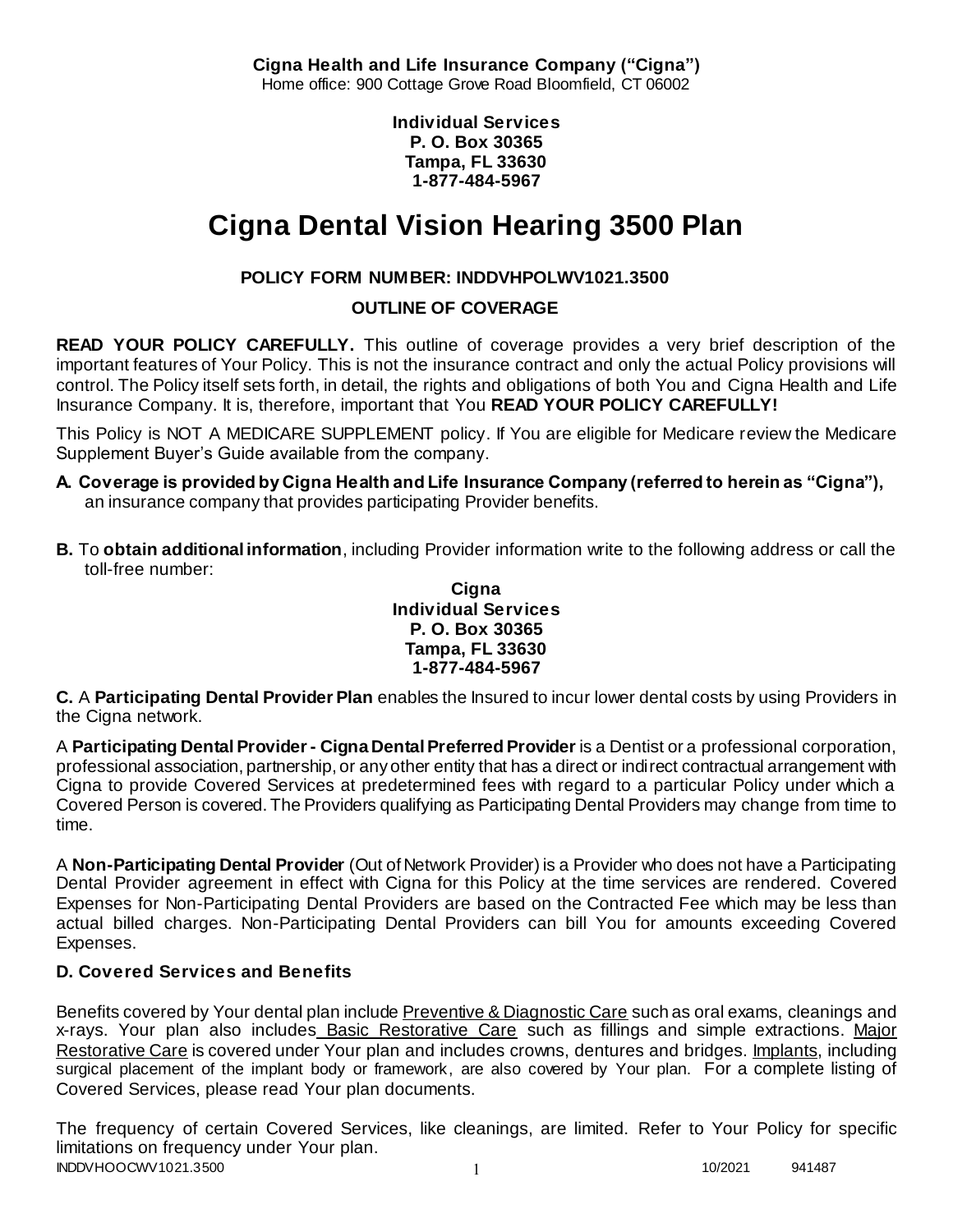**Cigna Health and Life Insurance Company ("Cigna")**
Home office: 900 Cottage Grove Road Bloomfield, CT 06002

**Individual Services**
**P. O. Box 30365**
**Tampa, FL 33630**
**1-877-484-5967**

# Cigna Dental Vision Hearing 3500 Plan

**POLICY FORM NUMBER: INDDVHPOLWV1021.3500**

**OUTLINE OF COVERAGE**

**READ YOUR POLICY CAREFULLY.** This outline of coverage provides a very brief description of the important features of Your Policy. This is not the insurance contract and only the actual Policy provisions will control. The Policy itself sets forth, in detail, the rights and obligations of both You and Cigna Health and Life Insurance Company. It is, therefore, important that You **READ YOUR POLICY CAREFULLY!**

This Policy is NOT A MEDICARE SUPPLEMENT policy. If You are eligible for Medicare review the Medicare Supplement Buyer's Guide available from the company.

**A. Coverage is provided by Cigna Health and Life Insurance Company (referred to herein as "Cigna"),** an insurance company that provides participating Provider benefits.

**B.** To **obtain additional information**, including Provider information write to the following address or call the toll-free number:

**Cigna**
**Individual Services**
**P. O. Box 30365**
**Tampa, FL 33630**
**1-877-484-5967**

**C.** A **Participating Dental Provider Plan** enables the Insured to incur lower dental costs by using Providers in the Cigna network.

A **Participating Dental Provider - Cigna Dental Preferred Provider** is a Dentist or a professional corporation, professional association, partnership, or any other entity that has a direct or indirect contractual arrangement with Cigna to provide Covered Services at predetermined fees with regard to a particular Policy under which a Covered Person is covered. The Providers qualifying as Participating Dental Providers may change from time to time.

A **Non-Participating Dental Provider** (Out of Network Provider) is a Provider who does not have a Participating Dental Provider agreement in effect with Cigna for this Policy at the time services are rendered. Covered Expenses for Non-Participating Dental Providers are based on the Contracted Fee which may be less than actual billed charges. Non-Participating Dental Providers can bill You for amounts exceeding Covered Expenses.

**D. Covered Services and Benefits**

Benefits covered by Your dental plan include Preventive & Diagnostic Care such as oral exams, cleanings and x-rays. Your plan also includes Basic Restorative Care such as fillings and simple extractions. Major Restorative Care is covered under Your plan and includes crowns, dentures and bridges. Implants, including surgical placement of the implant body or framework, are also covered by Your plan. For a complete listing of Covered Services, please read Your plan documents.

The frequency of certain Covered Services, like cleanings, are limited. Refer to Your Policy for specific limitations on frequency under Your plan.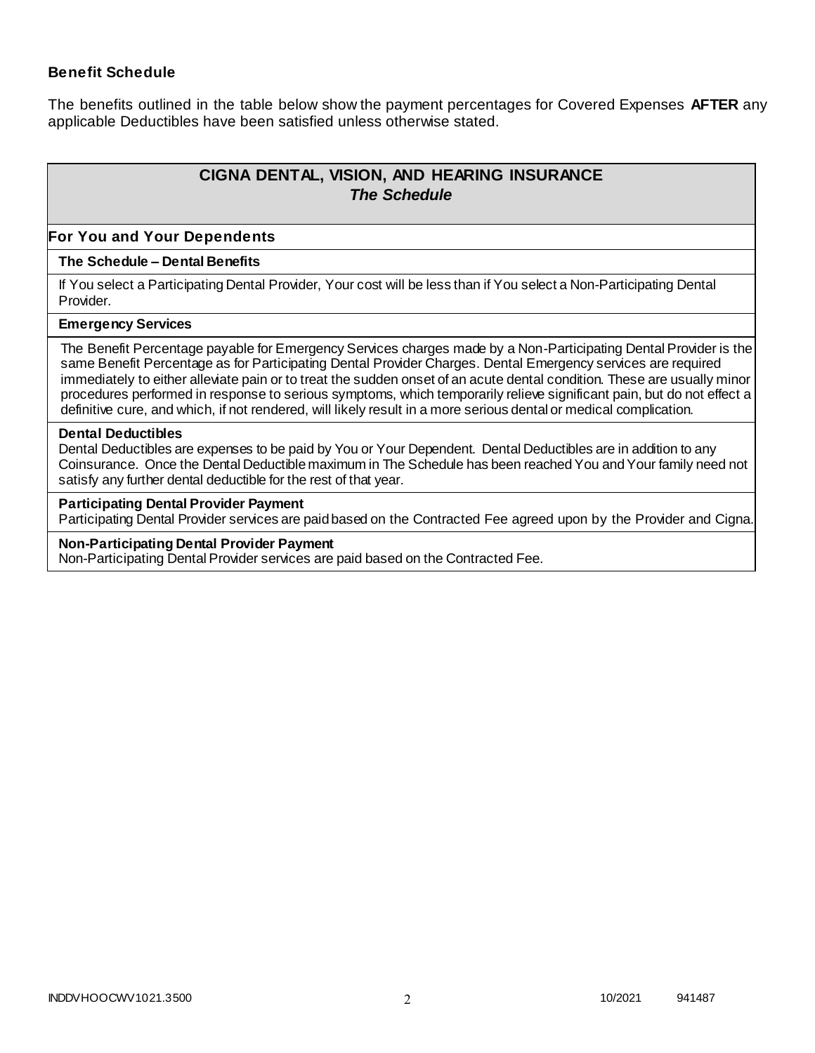### Benefit Schedule

The benefits outlined in the table below show the payment percentages for Covered Expenses **AFTER** any applicable Deductibles have been satisfied unless otherwise stated.

| **CIGNA DENTAL, VISION, AND HEARING INSURANCE**<br>***The Schedule*** |
|---|
| **For You and Your Dependents** |
| **The Schedule – Dental Benefits** |
| If You select a Participating Dental Provider, Your cost will be less than if You select a Non-Participating Dental Provider. |
| **Emergency Services** |
| The Benefit Percentage payable for Emergency Services charges made by a Non-Participating Dental Provider is the same Benefit Percentage as for Participating Dental Provider Charges. Dental Emergency services are required immediately to either alleviate pain or to treat the sudden onset of an acute dental condition. These are usually minor procedures performed in response to serious symptoms, which temporarily relieve significant pain, but do not effect a definitive cure, and which, if not rendered, will likely result in a more serious dental or medical complication. |
| **Dental Deductibles**<br>Dental Deductibles are expenses to be paid by You or Your Dependent. Dental Deductibles are in addition to any Coinsurance. Once the Dental Deductible maximum in The Schedule has been reached You and Your family need not satisfy any further dental deductible for the rest of that year. |
| **Participating Dental Provider Payment**<br>Participating Dental Provider services are paid based on the Contracted Fee agreed upon by the Provider and Cigna. |
| **Non-Participating Dental Provider Payment**<br>Non-Participating Dental Provider services are paid based on the Contracted Fee. |

INDDVHOOCWV1021.3500 10/2021 941487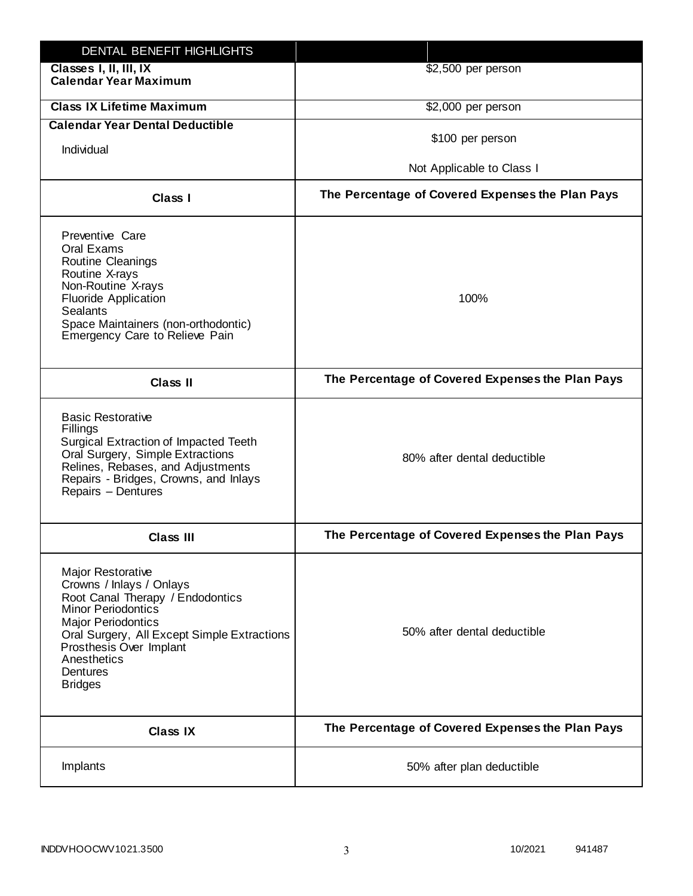| DENTAL BENEFIT HIGHLIGHTS | |
| --- | --- |
| **Classes I, II, III, IX Calendar Year Maximum** | $2,500 per person |
| **Class IX Lifetime Maximum** | $2,000 per person |
| **Calendar Year Dental Deductible**<br>Individual | $100 per person<br>Not Applicable to Class I |
| **Class I** | **The Percentage of Covered Expenses the Plan Pays** |
| Preventive Care<br>Oral Exams<br>Routine Cleanings<br>Routine X-rays<br>Non-Routine X-rays<br>Fluoride Application<br>Sealants<br>Space Maintainers (non-orthodontic)<br>Emergency Care to Relieve Pain | 100% |
| **Class II** | **The Percentage of Covered Expenses the Plan Pays** |
| Basic Restorative<br>Fillings<br>Surgical Extraction of Impacted Teeth<br>Oral Surgery, Simple Extractions<br>Relines, Rebases, and Adjustments<br>Repairs - Bridges, Crowns, and Inlays<br>Repairs – Dentures | 80% after dental deductible |
| **Class III** | **The Percentage of Covered Expenses the Plan Pays** |
| Major Restorative<br>Crowns / Inlays / Onlays<br>Root Canal Therapy / Endodontics<br>Minor Periodontics<br>Major Periodontics<br>Oral Surgery, All Except Simple Extractions<br>Prosthesis Over Implant<br>Anesthetics<br>Dentures<br>Bridges | 50% after dental deductible |
| **Class IX** | **The Percentage of Covered Expenses the Plan Pays** |
| Implants | 50% after plan deductible |

INDDVHOOCWV1021.3500 10/2021 941487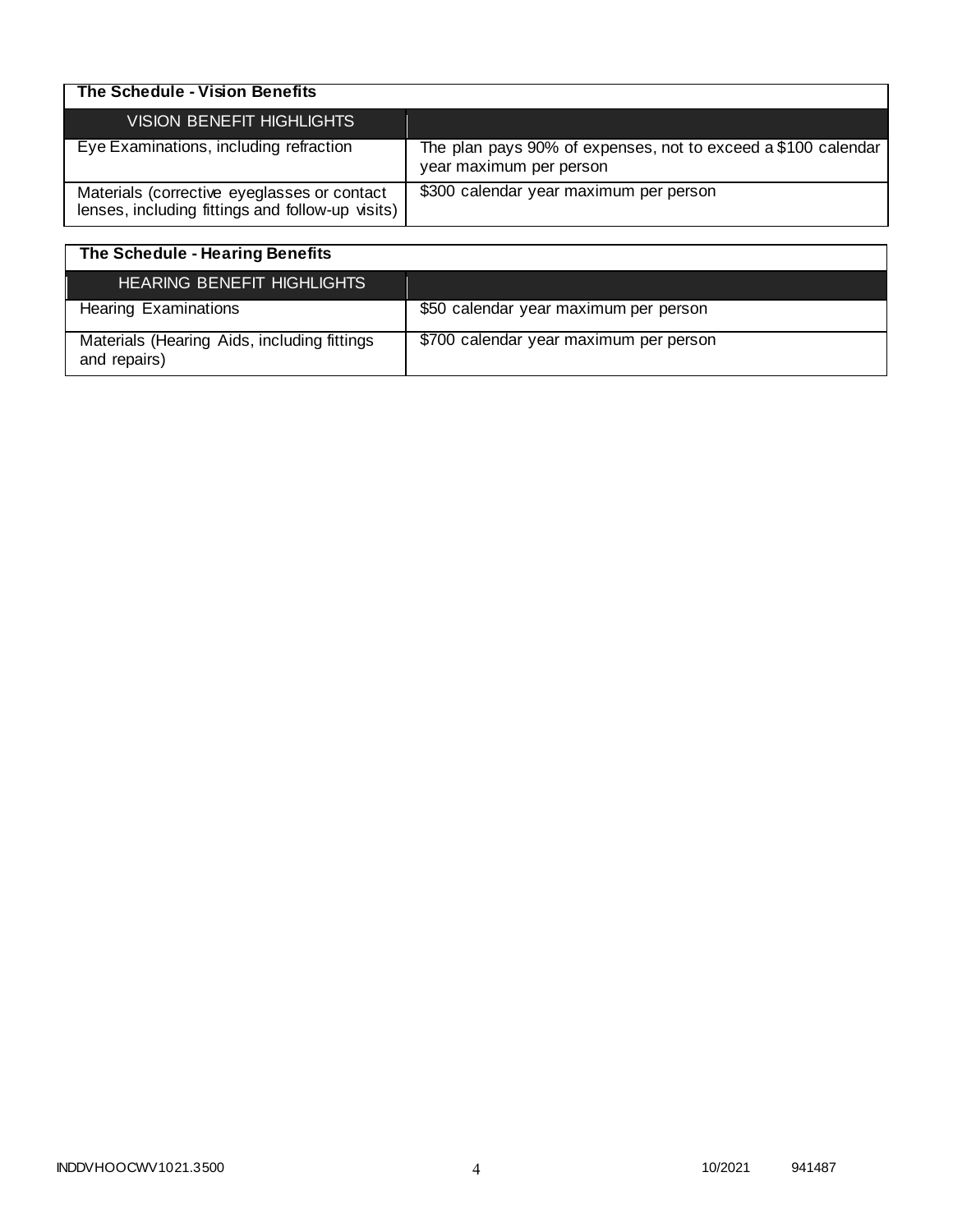| The Schedule - Vision Benefits | |
|---|---|
| VISION BENEFIT HIGHLIGHTS | |
| Eye Examinations, including refraction | The plan pays 90% of expenses, not to exceed a $100 calendar year maximum per person |
| Materials (corrective eyeglasses or contact lenses, including fittings and follow-up visits) | $300 calendar year maximum per person |

| The Schedule - Hearing Benefits | |
|---|---|
| HEARING BENEFIT HIGHLIGHTS | |
| Hearing Examinations | $50 calendar year maximum per person |
| Materials (Hearing Aids, including fittings and repairs) | $700 calendar year maximum per person |

INDDVHOOCWV1021.3500 10/2021 941487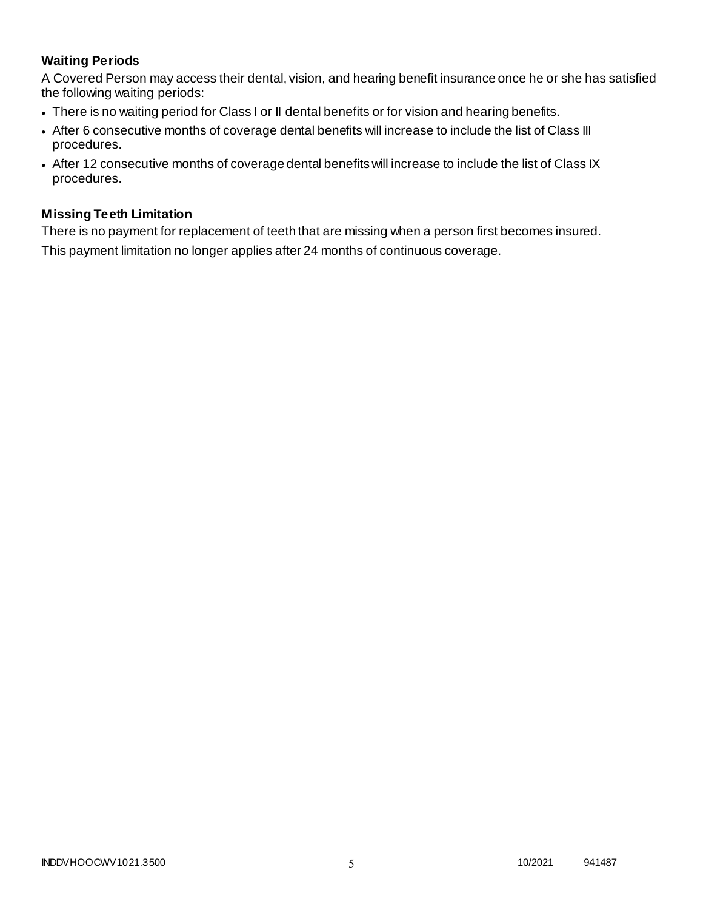### Waiting Periods

A Covered Person may access their dental, vision, and hearing benefit insurance once he or she has satisfied the following waiting periods:

- There is no waiting period for Class I or II dental benefits or for vision and hearing benefits.
- After 6 consecutive months of coverage dental benefits will increase to include the list of Class III procedures.
- After 12 consecutive months of coverage dental benefits will increase to include the list of Class IX procedures.

### Missing Teeth Limitation

There is no payment for replacement of teeth that are missing when a person first becomes insured.

This payment limitation no longer applies after 24 months of continuous coverage.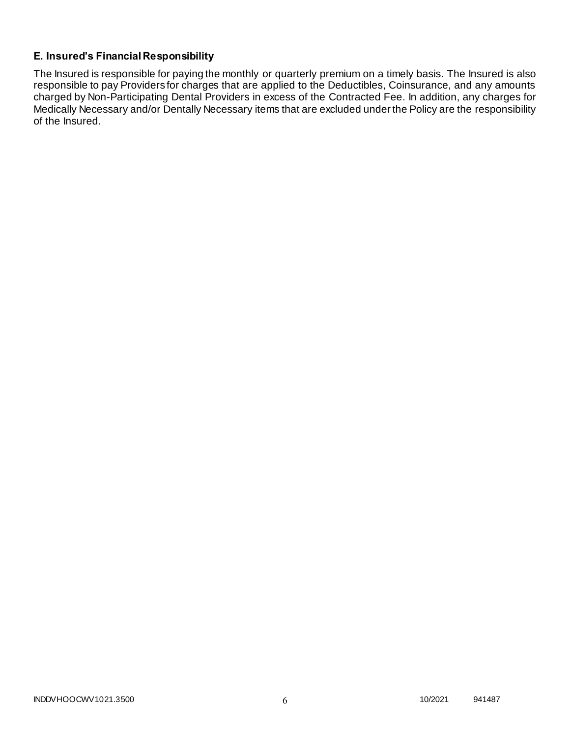### E. Insured's Financial Responsibility

The Insured is responsible for paying the monthly or quarterly premium on a timely basis. The Insured is also responsible to pay Providers for charges that are applied to the Deductibles, Coinsurance, and any amounts charged by Non-Participating Dental Providers in excess of the Contracted Fee. In addition, any charges for Medically Necessary and/or Dentally Necessary items that are excluded under the Policy are the responsibility of the Insured.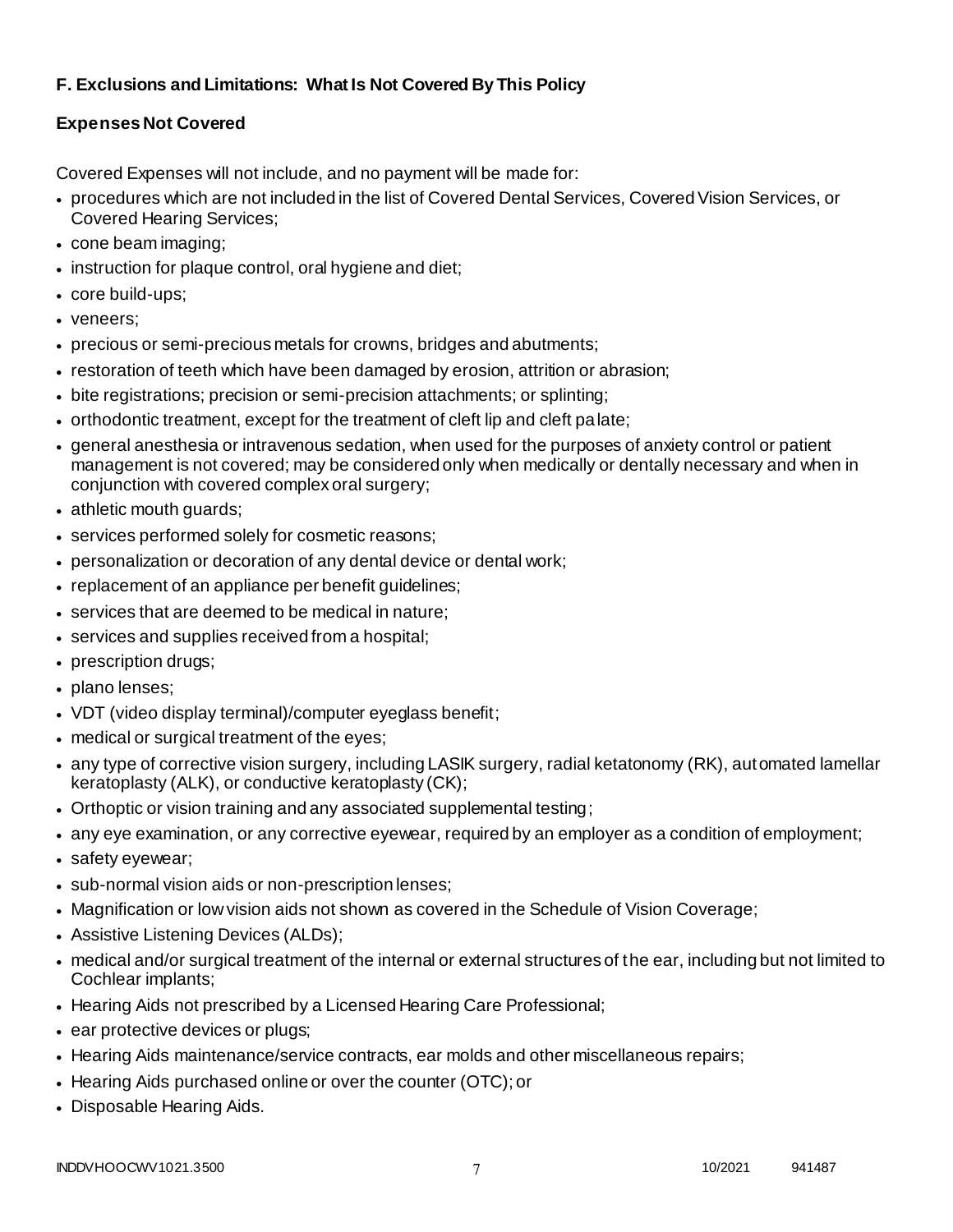### F. Exclusions and Limitations: What Is Not Covered By This Policy

#### Expenses Not Covered

Covered Expenses will not include, and no payment will be made for:

- procedures which are not included in the list of Covered Dental Services, Covered Vision Services, or Covered Hearing Services;
- cone beam imaging;
- instruction for plaque control, oral hygiene and diet;
- core build-ups;
- veneers;
- precious or semi-precious metals for crowns, bridges and abutments;
- restoration of teeth which have been damaged by erosion, attrition or abrasion;
- bite registrations; precision or semi-precision attachments; or splinting;
- orthodontic treatment, except for the treatment of cleft lip and cleft palate;
- general anesthesia or intravenous sedation, when used for the purposes of anxiety control or patient management is not covered; may be considered only when medically or dentally necessary and when in conjunction with covered complex oral surgery;
- athletic mouth guards;
- services performed solely for cosmetic reasons;
- personalization or decoration of any dental device or dental work;
- replacement of an appliance per benefit guidelines;
- services that are deemed to be medical in nature;
- services and supplies received from a hospital;
- prescription drugs;
- plano lenses;
- VDT (video display terminal)/computer eyeglass benefit;
- medical or surgical treatment of the eyes;
- any type of corrective vision surgery, including LASIK surgery, radial ketatonomy (RK), automated lamellar keratoplasty (ALK), or conductive keratoplasty (CK);
- Orthoptic or vision training and any associated supplemental testing;
- any eye examination, or any corrective eyewear, required by an employer as a condition of employment;
- safety eyewear;
- sub-normal vision aids or non-prescription lenses;
- Magnification or low vision aids not shown as covered in the Schedule of Vision Coverage;
- Assistive Listening Devices (ALDs);
- medical and/or surgical treatment of the internal or external structures of the ear, including but not limited to Cochlear implants;
- Hearing Aids not prescribed by a Licensed Hearing Care Professional;
- ear protective devices or plugs;
- Hearing Aids maintenance/service contracts, ear molds and other miscellaneous repairs;
- Hearing Aids purchased online or over the counter (OTC); or
- Disposable Hearing Aids.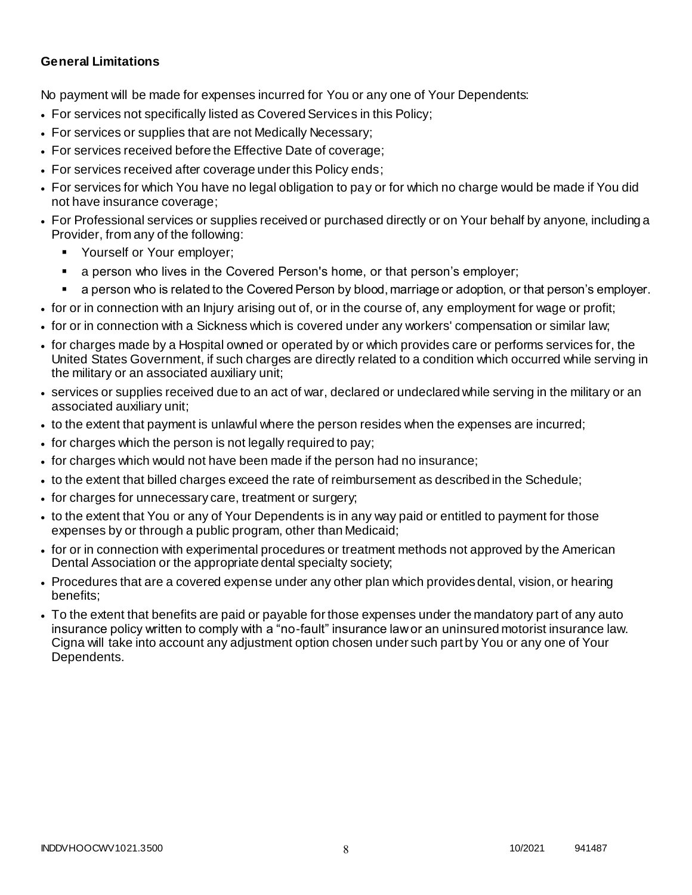**General Limitations**

No payment will be made for expenses incurred for You or any one of Your Dependents:

- For services not specifically listed as Covered Services in this Policy;
- For services or supplies that are not Medically Necessary;
- For services received before the Effective Date of coverage;
- For services received after coverage under this Policy ends;
- For services for which You have no legal obligation to pay or for which no charge would be made if You did not have insurance coverage;
- For Professional services or supplies received or purchased directly or on Your behalf by anyone, including a Provider, from any of the following:
  - Yourself or Your employer;
  - a person who lives in the Covered Person's home, or that person's employer;
  - a person who is related to the Covered Person by blood, marriage or adoption, or that person's employer.
- for or in connection with an Injury arising out of, or in the course of, any employment for wage or profit;
- for or in connection with a Sickness which is covered under any workers' compensation or similar law;
- for charges made by a Hospital owned or operated by or which provides care or performs services for, the United States Government, if such charges are directly related to a condition which occurred while serving in the military or an associated auxiliary unit;
- services or supplies received due to an act of war, declared or undeclared while serving in the military or an associated auxiliary unit;
- to the extent that payment is unlawful where the person resides when the expenses are incurred;
- for charges which the person is not legally required to pay;
- for charges which would not have been made if the person had no insurance;
- to the extent that billed charges exceed the rate of reimbursement as described in the Schedule;
- for charges for unnecessary care, treatment or surgery;
- to the extent that You or any of Your Dependents is in any way paid or entitled to payment for those expenses by or through a public program, other than Medicaid;
- for or in connection with experimental procedures or treatment methods not approved by the American Dental Association or the appropriate dental specialty society;
- Procedures that are a covered expense under any other plan which provides dental, vision, or hearing benefits;
- To the extent that benefits are paid or payable for those expenses under the mandatory part of any auto insurance policy written to comply with a "no-fault" insurance law or an uninsured motorist insurance law. Cigna will take into account any adjustment option chosen under such part by You or any one of Your Dependents.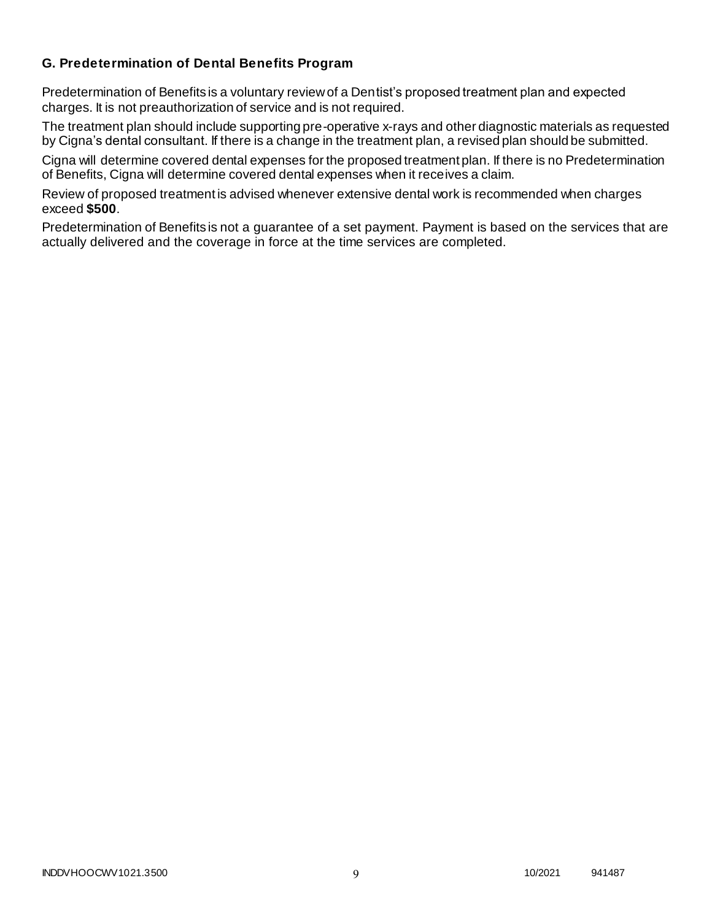### G. Predetermination of Dental Benefits Program

Predetermination of Benefits is a voluntary review of a Dentist's proposed treatment plan and expected charges. It is not preauthorization of service and is not required.

The treatment plan should include supporting pre-operative x-rays and other diagnostic materials as requested by Cigna's dental consultant. If there is a change in the treatment plan, a revised plan should be submitted.

Cigna will determine covered dental expenses for the proposed treatment plan. If there is no Predetermination of Benefits, Cigna will determine covered dental expenses when it receives a claim.

Review of proposed treatment is advised whenever extensive dental work is recommended when charges exceed **$500**.

Predetermination of Benefits is not a guarantee of a set payment. Payment is based on the services that are actually delivered and the coverage in force at the time services are completed.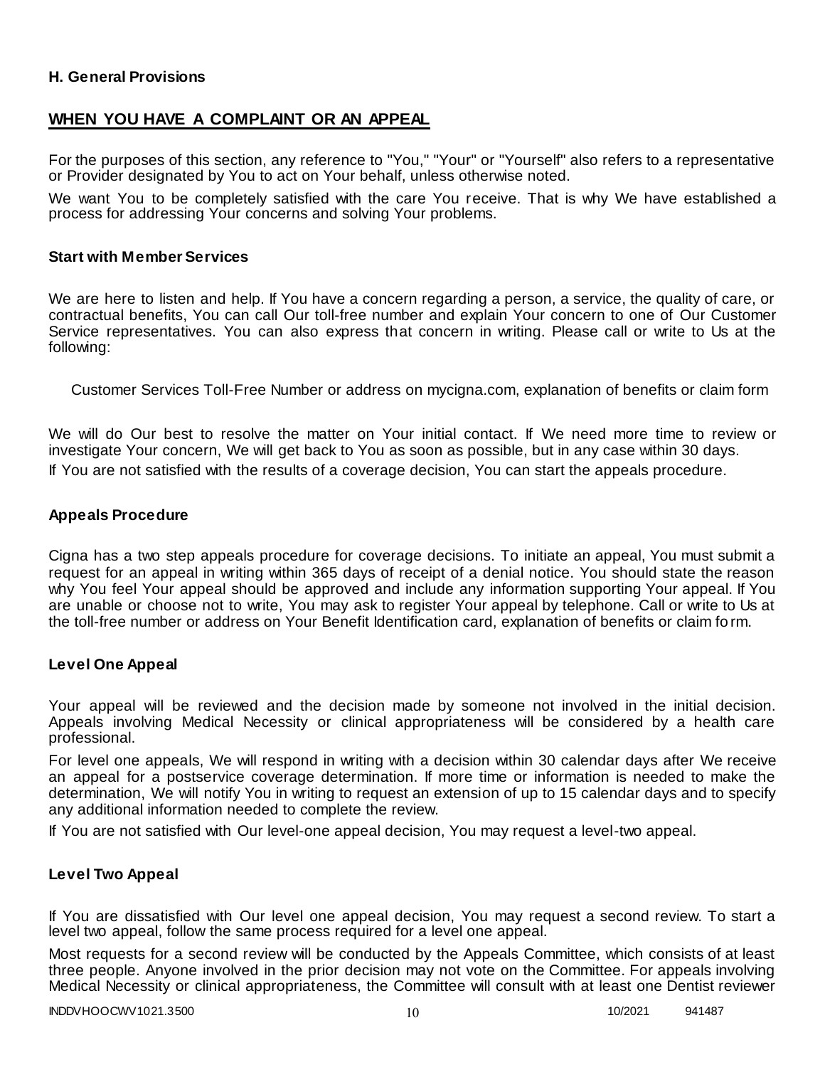**H. General Provisions**

## WHEN YOU HAVE A COMPLAINT OR AN APPEAL

For the purposes of this section, any reference to "You," "Your" or "Yourself" also refers to a representative or Provider designated by You to act on Your behalf, unless otherwise noted.

We want You to be completely satisfied with the care You receive. That is why We have established a process for addressing Your concerns and solving Your problems.

### Start with Member Services

We are here to listen and help. If You have a concern regarding a person, a service, the quality of care, or contractual benefits, You can call Our toll-free number and explain Your concern to one of Our Customer Service representatives. You can also express that concern in writing. Please call or write to Us at the following:

Customer Services Toll-Free Number or address on mycigna.com, explanation of benefits or claim form

We will do Our best to resolve the matter on Your initial contact. If We need more time to review or investigate Your concern, We will get back to You as soon as possible, but in any case within 30 days.

If You are not satisfied with the results of a coverage decision, You can start the appeals procedure.

### Appeals Procedure

Cigna has a two step appeals procedure for coverage decisions. To initiate an appeal, You must submit a request for an appeal in writing within 365 days of receipt of a denial notice. You should state the reason why You feel Your appeal should be approved and include any information supporting Your appeal. If You are unable or choose not to write, You may ask to register Your appeal by telephone. Call or write to Us at the toll-free number or address on Your Benefit Identification card, explanation of benefits or claim form.

### Level One Appeal

Your appeal will be reviewed and the decision made by someone not involved in the initial decision. Appeals involving Medical Necessity or clinical appropriateness will be considered by a health care professional.

For level one appeals, We will respond in writing with a decision within 30 calendar days after We receive an appeal for a postservice coverage determination. If more time or information is needed to make the determination, We will notify You in writing to request an extension of up to 15 calendar days and to specify any additional information needed to complete the review.

If You are not satisfied with Our level-one appeal decision, You may request a level-two appeal.

### Level Two Appeal

If You are dissatisfied with Our level one appeal decision, You may request a second review. To start a level two appeal, follow the same process required for a level one appeal.

Most requests for a second review will be conducted by the Appeals Committee, which consists of at least three people. Anyone involved in the prior decision may not vote on the Committee. For appeals involving Medical Necessity or clinical appropriateness, the Committee will consult with at least one Dentist reviewer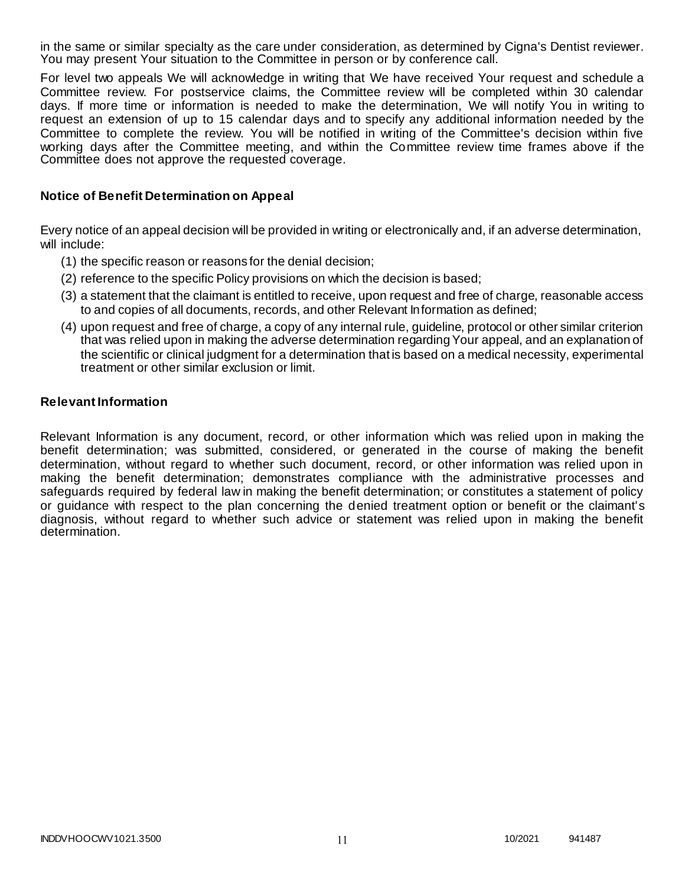in the same or similar specialty as the care under consideration, as determined by Cigna's Dentist reviewer. You may present Your situation to the Committee in person or by conference call.

For level two appeals We will acknowledge in writing that We have received Your request and schedule a Committee review. For postservice claims, the Committee review will be completed within 30 calendar days. If more time or information is needed to make the determination, We will notify You in writing to request an extension of up to 15 calendar days and to specify any additional information needed by the Committee to complete the review. You will be notified in writing of the Committee's decision within five working days after the Committee meeting, and within the Committee review time frames above if the Committee does not approve the requested coverage.

### Notice of Benefit Determination on Appeal

Every notice of an appeal decision will be provided in writing or electronically and, if an adverse determination, will include:

(1) the specific reason or reasons for the denial decision;

(2) reference to the specific Policy provisions on which the decision is based;

(3) a statement that the claimant is entitled to receive, upon request and free of charge, reasonable access to and copies of all documents, records, and other Relevant Information as defined;

(4) upon request and free of charge, a copy of any internal rule, guideline, protocol or other similar criterion that was relied upon in making the adverse determination regarding Your appeal, and an explanation of the scientific or clinical judgment for a determination that is based on a medical necessity, experimental treatment or other similar exclusion or limit.

### Relevant Information

Relevant Information is any document, record, or other information which was relied upon in making the benefit determination; was submitted, considered, or generated in the course of making the benefit determination, without regard to whether such document, record, or other information was relied upon in making the benefit determination; demonstrates compliance with the administrative processes and safeguards required by federal law in making the benefit determination; or constitutes a statement of policy or guidance with respect to the plan concerning the denied treatment option or benefit or the claimant's diagnosis, without regard to whether such advice or statement was relied upon in making the benefit determination.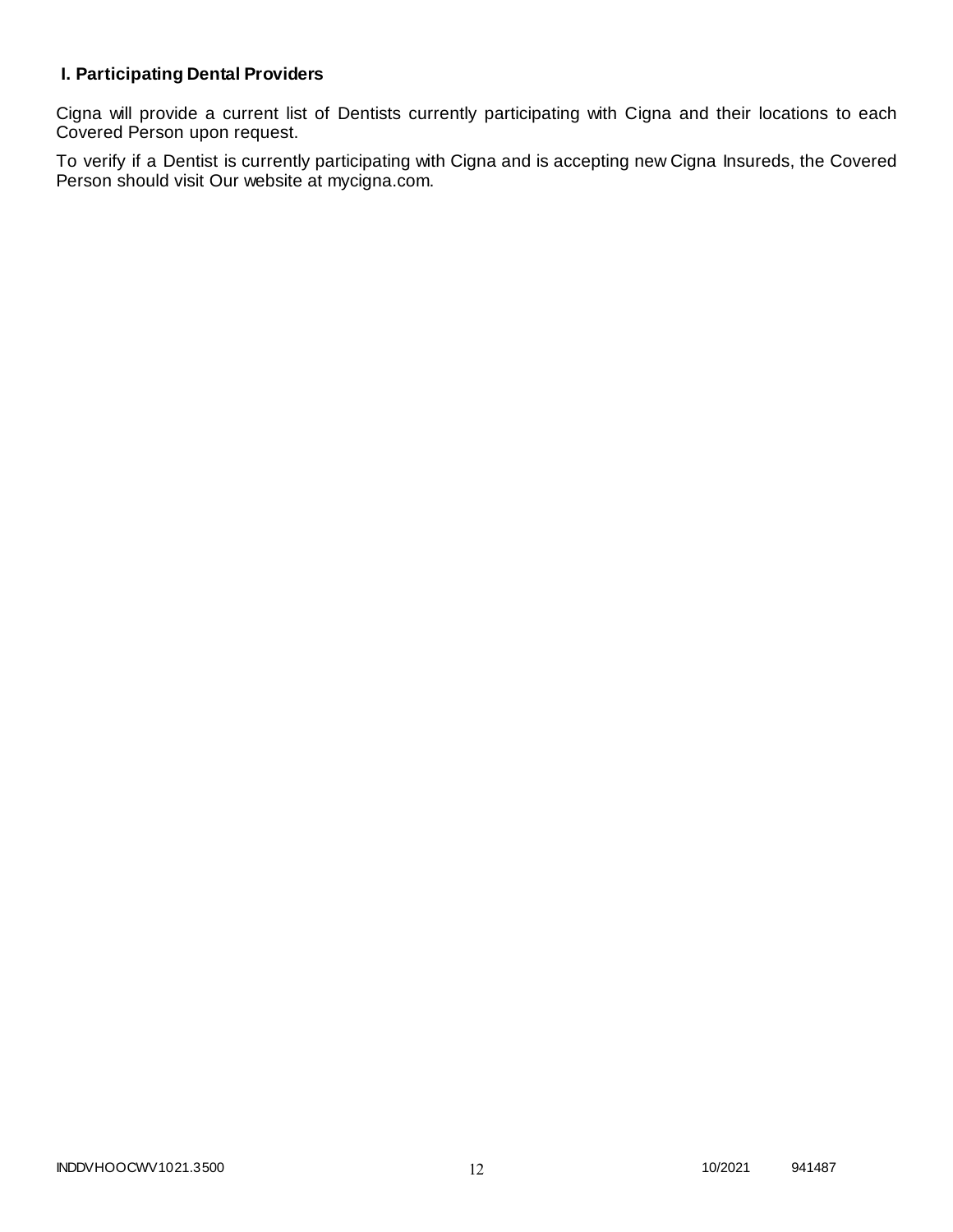## I. Participating Dental Providers

Cigna will provide a current list of Dentists currently participating with Cigna and their locations to each Covered Person upon request.

To verify if a Dentist is currently participating with Cigna and is accepting new Cigna Insureds, the Covered Person should visit Our website at mycigna.com.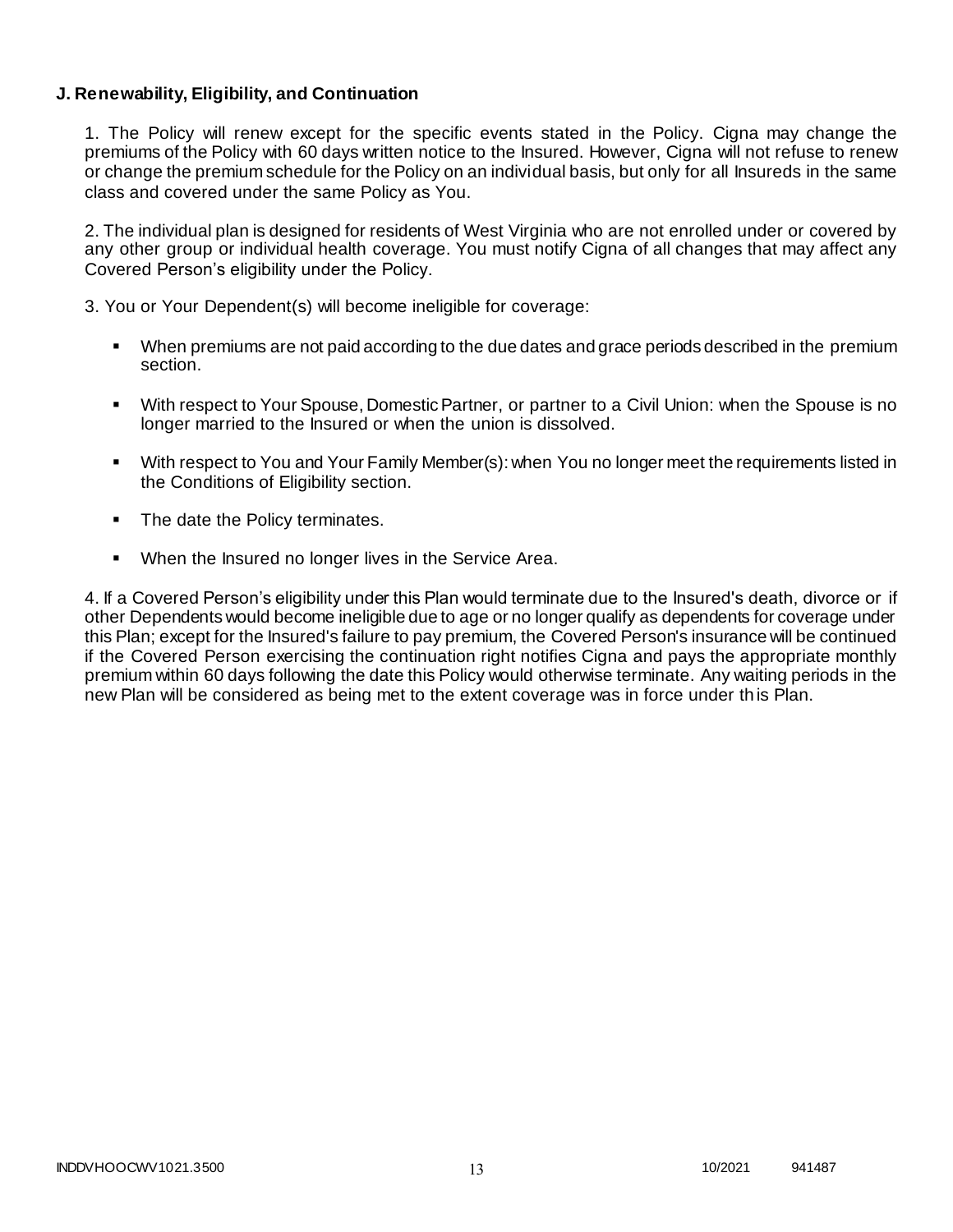**J. Renewability, Eligibility, and Continuation**

1. The Policy will renew except for the specific events stated in the Policy. Cigna may change the premiums of the Policy with 60 days written notice to the Insured. However, Cigna will not refuse to renew or change the premium schedule for the Policy on an individual basis, but only for all Insureds in the same class and covered under the same Policy as You.

2. The individual plan is designed for residents of West Virginia who are not enrolled under or covered by any other group or individual health coverage. You must notify Cigna of all changes that may affect any Covered Person's eligibility under the Policy.

3. You or Your Dependent(s) will become ineligible for coverage:

- When premiums are not paid according to the due dates and grace periods described in the premium section.
- With respect to Your Spouse, Domestic Partner, or partner to a Civil Union: when the Spouse is no longer married to the Insured or when the union is dissolved.
- With respect to You and Your Family Member(s): when You no longer meet the requirements listed in the Conditions of Eligibility section.
- The date the Policy terminates.
- When the Insured no longer lives in the Service Area.

4. If a Covered Person's eligibility under this Plan would terminate due to the Insured's death, divorce or if other Dependents would become ineligible due to age or no longer qualify as dependents for coverage under this Plan; except for the Insured's failure to pay premium, the Covered Person's insurance will be continued if the Covered Person exercising the continuation right notifies Cigna and pays the appropriate monthly premium within 60 days following the date this Policy would otherwise terminate. Any waiting periods in the new Plan will be considered as being met to the extent coverage was in force under this Plan.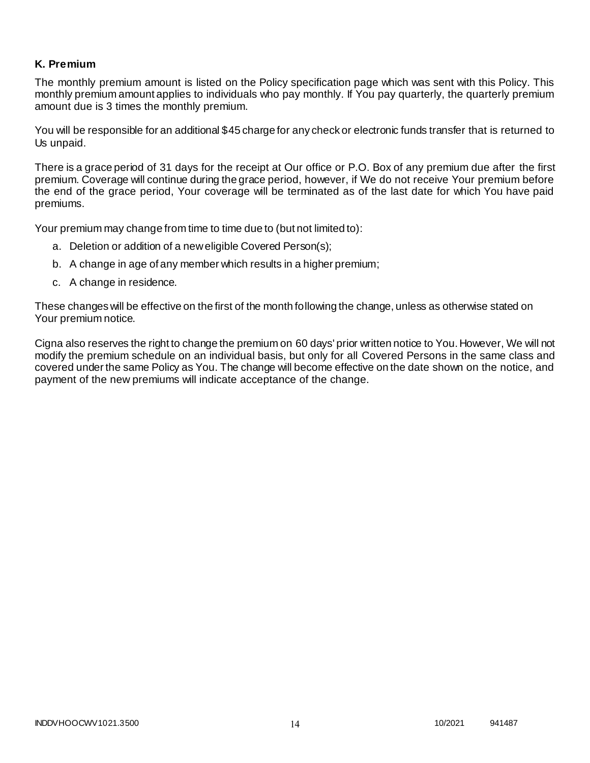**K. Premium**

The monthly premium amount is listed on the Policy specification page which was sent with this Policy. This monthly premium amount applies to individuals who pay monthly. If You pay quarterly, the quarterly premium amount due is 3 times the monthly premium.

You will be responsible for an additional $45 charge for any check or electronic funds transfer that is returned to Us unpaid.

There is a grace period of 31 days for the receipt at Our office or P.O. Box of any premium due after the first premium. Coverage will continue during the grace period, however, if We do not receive Your premium before the end of the grace period, Your coverage will be terminated as of the last date for which You have paid premiums.

Your premium may change from time to time due to (but not limited to):

a. Deletion or addition of a new eligible Covered Person(s);
b. A change in age of any member which results in a higher premium;
c. A change in residence.

These changes will be effective on the first of the month following the change, unless as otherwise stated on Your premium notice.

Cigna also reserves the right to change the premium on 60 days' prior written notice to You. However, We will not modify the premium schedule on an individual basis, but only for all Covered Persons in the same class and covered under the same Policy as You. The change will become effective on the date shown on the notice, and payment of the new premiums will indicate acceptance of the change.